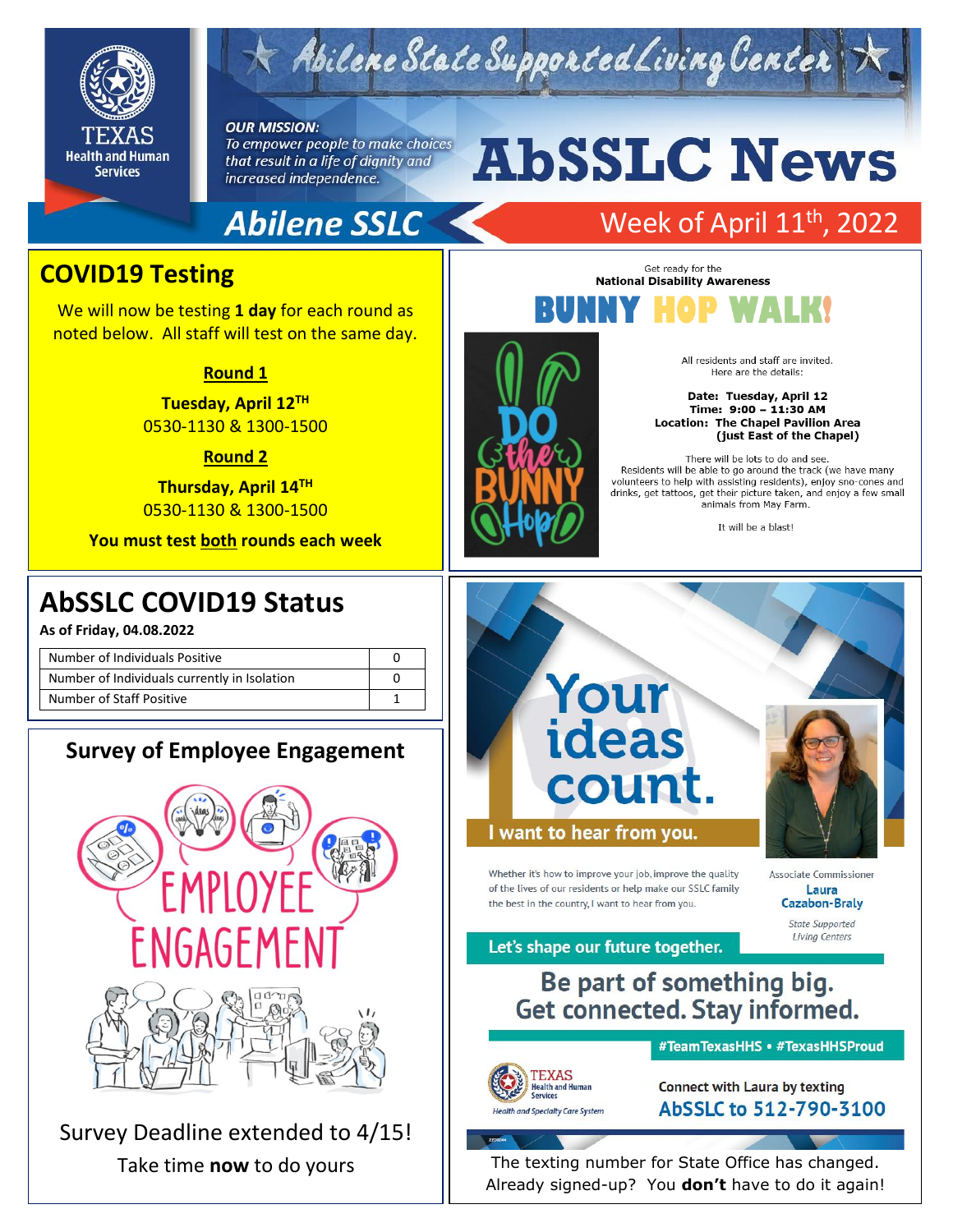# AbSSLC News

Abilene State Supported Living Center

*OUR MISSION: To empower people to make choices that result in a life of dignity and increased independence.*

**Abilene SSLC** — Week of April 11th, 2022

## COVID19 Testing

We will now be testing **1 day** for each round as noted below. All staff will test on the same day.

**Round 1**

**Tuesday, April 12TH**
0530-1130 & 1300-1500

**Round 2**

**Thursday, April 14TH**
0530-1130 & 1300-1500

**You must test both rounds each week**

## AbSSLC COVID19 Status

**As of Friday, 04.08.2022**

| | |
|---|---|
| Number of Individuals Positive | 0 |
| Number of Individuals currently in Isolation | 0 |
| Number of Staff Positive | 1 |

## Survey of Employee Engagement

Survey Deadline extended to 4/15!

Take time **now** to do yours

Get ready for the **National Disability Awareness**

## BUNNY HOP WALK!

DO the BUNNY Hop

All residents and staff are invited. Here are the details:

**Date: Tuesday, April 12**
**Time: 9:00 – 11:30 AM**
**Location: The Chapel Pavilion Area (just East of the Chapel)**

There will be lots to do and see. Residents will be able to go around the track (we have many volunteers to help with assisting residents), enjoy sno-cones and drinks, get tattoos, get their picture taken, and enjoy a few small animals from May Farm.

It will be a blast!

## Your ideas count.

**I want to hear from you.**

Whether it's how to improve your job, improve the quality of the lives of our residents or help make our SSLC family the best in the country, I want to hear from you.

Associate Commissioner
**Laura Cazabon-Braly**
*State Supported Living Centers*

**Let's shape our future together.**

**Be part of something big. Get connected. Stay informed.**

**#TeamTexasHHS • #TexasHHSProud**

TEXAS Health and Human Services
*Health and Specialty Care System*

**Connect with Laura by texting AbSSLC to 512-790-3100**

The texting number for State Office has changed. Already signed-up? You **don't** have to do it again!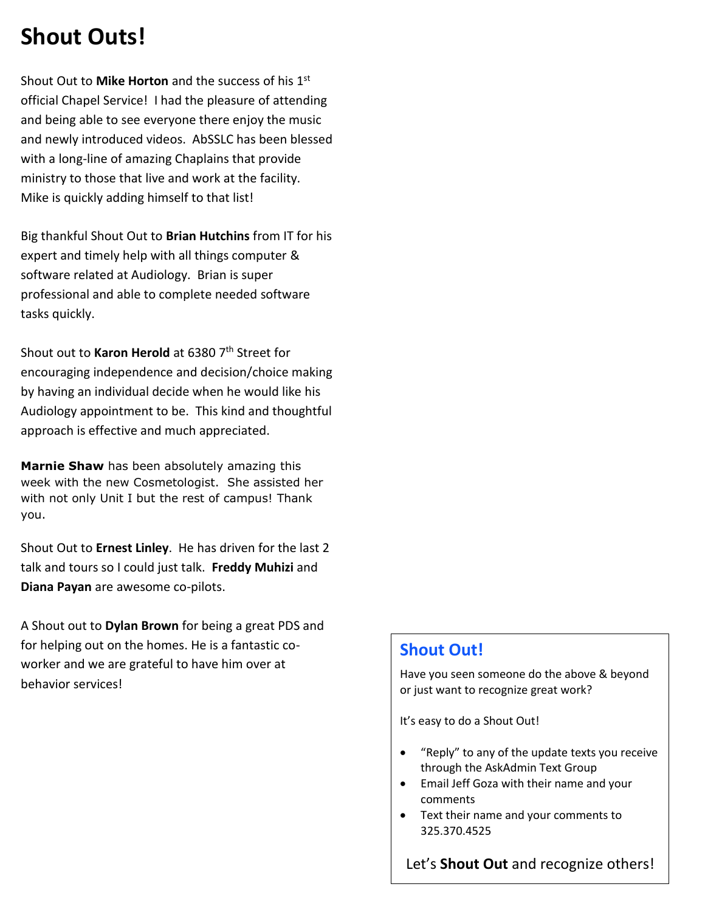# Shout Outs!

Shout Out to **Mike Horton** and the success of his 1st official Chapel Service! I had the pleasure of attending and being able to see everyone there enjoy the music and newly introduced videos. AbSSLC has been blessed with a long-line of amazing Chaplains that provide ministry to those that live and work at the facility. Mike is quickly adding himself to that list!

Big thankful Shout Out to **Brian Hutchins** from IT for his expert and timely help with all things computer & software related at Audiology. Brian is super professional and able to complete needed software tasks quickly.

Shout out to **Karon Herold** at 6380 7th Street for encouraging independence and decision/choice making by having an individual decide when he would like his Audiology appointment to be. This kind and thoughtful approach is effective and much appreciated.

**Marnie Shaw** has been absolutely amazing this week with the new Cosmetologist. She assisted her with not only Unit I but the rest of campus! Thank you.

Shout Out to **Ernest Linley**. He has driven for the last 2 talk and tours so I could just talk. **Freddy Muhizi** and **Diana Payan** are awesome co-pilots.

A Shout out to **Dylan Brown** for being a great PDS and for helping out on the homes. He is a fantastic co-worker and we are grateful to have him over at behavior services!

## Shout Out!

Have you seen someone do the above & beyond or just want to recognize great work?

It's easy to do a Shout Out!

- "Reply" to any of the update texts you receive through the AskAdmin Text Group
- Email Jeff Goza with their name and your comments
- Text their name and your comments to 325.370.4525

Let's **Shout Out** and recognize others!